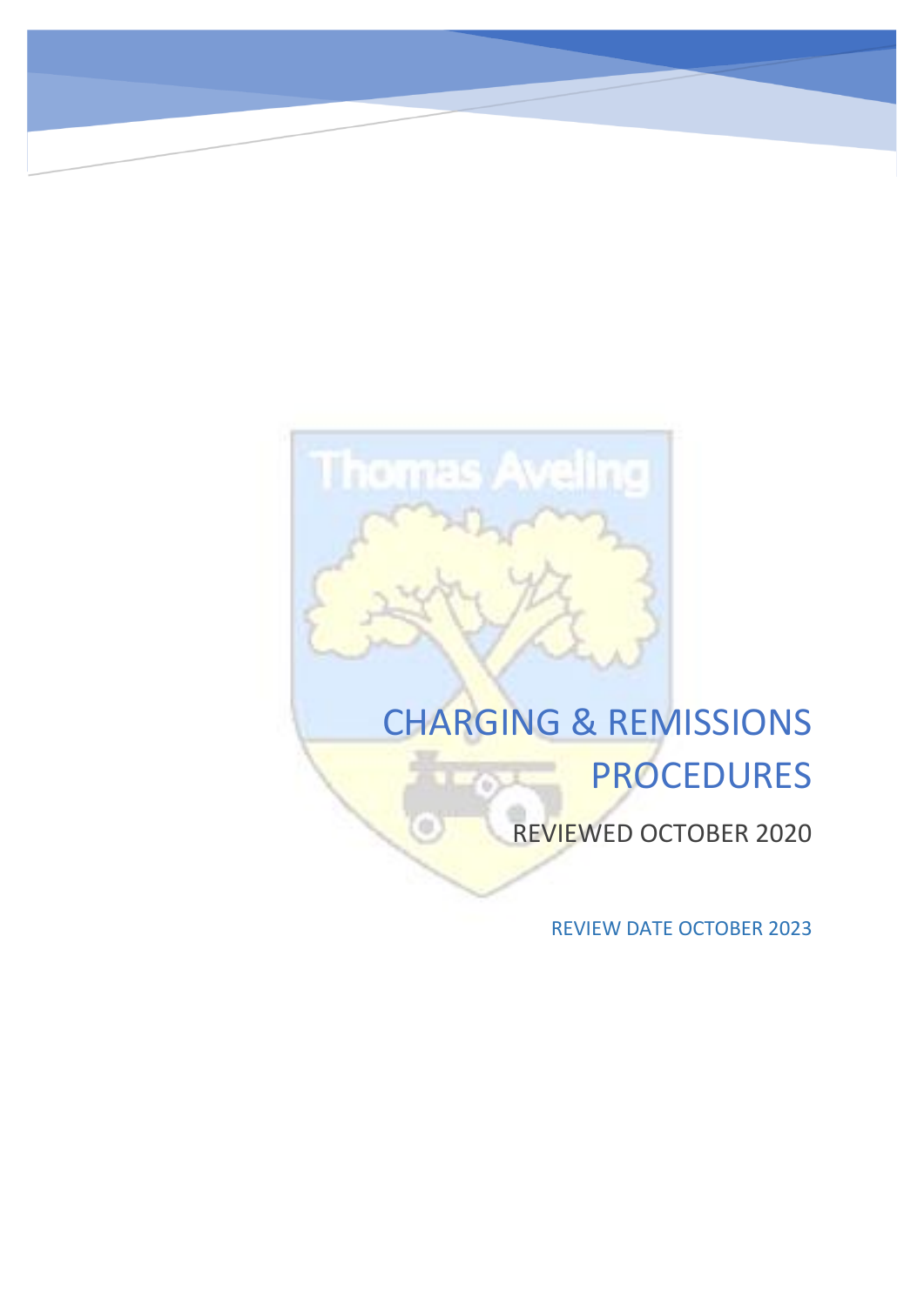# CHARGING & REMISSIONS PROCEDURES

REVIEWED OCTOBER 2020

REVIEW DATE OCTOBER 2023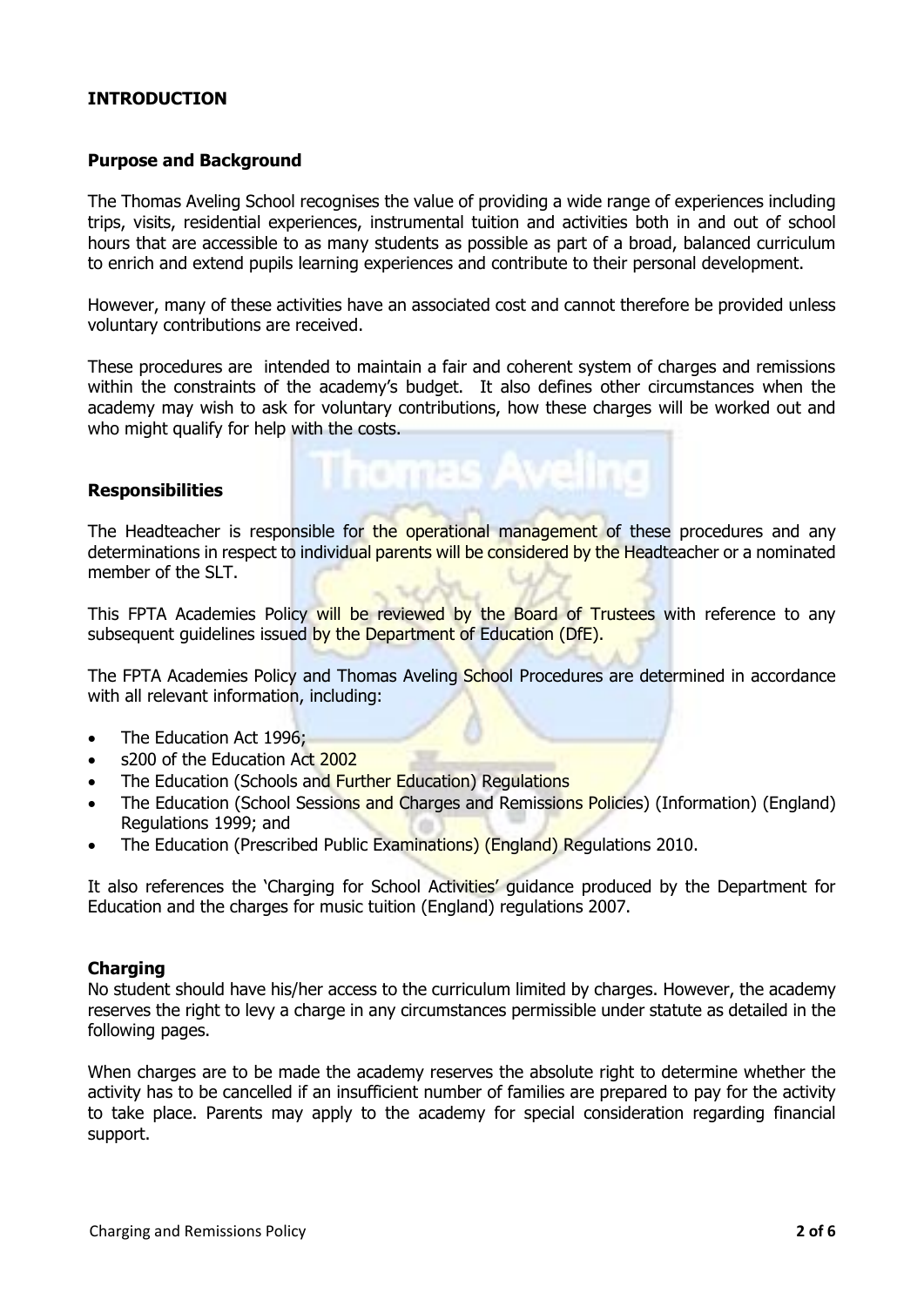## INTRODUCTION

### Purpose and Background

The Thomas Aveling School recognises the value of providing a wide range of experiences including trips, visits, residential experiences, instrumental tuition and activities both in and out of school hours that are accessible to as many students as possible as part of a broad, balanced curriculum to enrich and extend pupils learning experiences and contribute to their personal development.

However, many of these activities have an associated cost and cannot therefore be provided unless voluntary contributions are received.

These procedures are intended to maintain a fair and coherent system of charges and remissions within the constraints of the academy's budget. It also defines other circumstances when the academy may wish to ask for voluntary contributions, how these charges will be worked out and who might qualify for help with the costs.

### Responsibilities

The Headteacher is responsible for the operational management of these procedures and any determinations in respect to individual parents will be considered by the Headteacher or a nominated member of the SLT.

This FPTA Academies Policy will be reviewed by the Board of Trustees with reference to any subsequent guidelines issued by the Department of Education (DfE).

The FPTA Academies Policy and Thomas Aveling School Procedures are determined in accordance with all relevant information, including:

- The Education Act 1996;
- s200 of the Education Act 2002
- The Education (Schools and Further Education) Regulations
- The Education (School Sessions and Charges and Remissions Policies) (Information) (England) Regulations 1999; and
- The Education (Prescribed Public Examinations) (England) Regulations 2010.

It also references the 'Charging for School Activities' guidance produced by the Department for Education and the charges for music tuition (England) regulations 2007.

### Charging

No student should have his/her access to the curriculum limited by charges. However, the academy reserves the right to levy a charge in any circumstances permissible under statute as detailed in the following pages.

When charges are to be made the academy reserves the absolute right to determine whether the activity has to be cancelled if an insufficient number of families are prepared to pay for the activity to take place. Parents may apply to the academy for special consideration regarding financial support.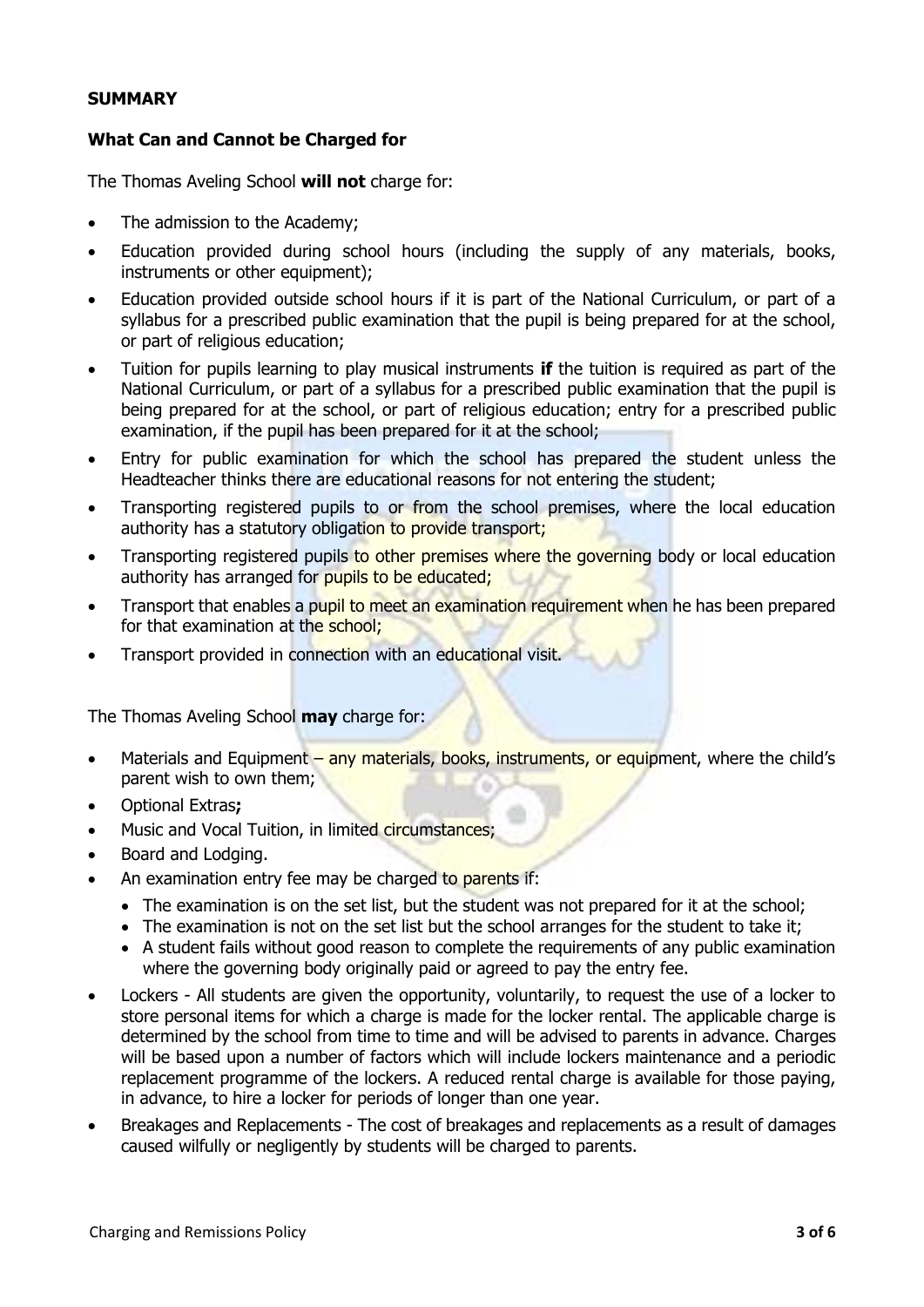**SUMMARY**

**What Can and Cannot be Charged for**

The Thomas Aveling School **will not** charge for:

- The admission to the Academy;
- Education provided during school hours (including the supply of any materials, books, instruments or other equipment);
- Education provided outside school hours if it is part of the National Curriculum, or part of a syllabus for a prescribed public examination that the pupil is being prepared for at the school, or part of religious education;
- Tuition for pupils learning to play musical instruments **if** the tuition is required as part of the National Curriculum, or part of a syllabus for a prescribed public examination that the pupil is being prepared for at the school, or part of religious education; entry for a prescribed public examination, if the pupil has been prepared for it at the school;
- Entry for public examination for which the school has prepared the student unless the Headteacher thinks there are educational reasons for not entering the student;
- Transporting registered pupils to or from the school premises, where the local education authority has a statutory obligation to provide transport;
- Transporting registered pupils to other premises where the governing body or local education authority has arranged for pupils to be educated;
- Transport that enables a pupil to meet an examination requirement when he has been prepared for that examination at the school;
- Transport provided in connection with an educational visit.

The Thomas Aveling School **may** charge for:

- Materials and Equipment – any materials, books, instruments, or equipment, where the child's parent wish to own them;
- Optional Extras**;**
- Music and Vocal Tuition, in limited circumstances;
- Board and Lodging.
- An examination entry fee may be charged to parents if:
  - The examination is on the set list, but the student was not prepared for it at the school;
  - The examination is not on the set list but the school arranges for the student to take it;
  - A student fails without good reason to complete the requirements of any public examination where the governing body originally paid or agreed to pay the entry fee.
- Lockers - All students are given the opportunity, voluntarily, to request the use of a locker to store personal items for which a charge is made for the locker rental. The applicable charge is determined by the school from time to time and will be advised to parents in advance. Charges will be based upon a number of factors which will include lockers maintenance and a periodic replacement programme of the lockers. A reduced rental charge is available for those paying, in advance, to hire a locker for periods of longer than one year.
- Breakages and Replacements - The cost of breakages and replacements as a result of damages caused wilfully or negligently by students will be charged to parents.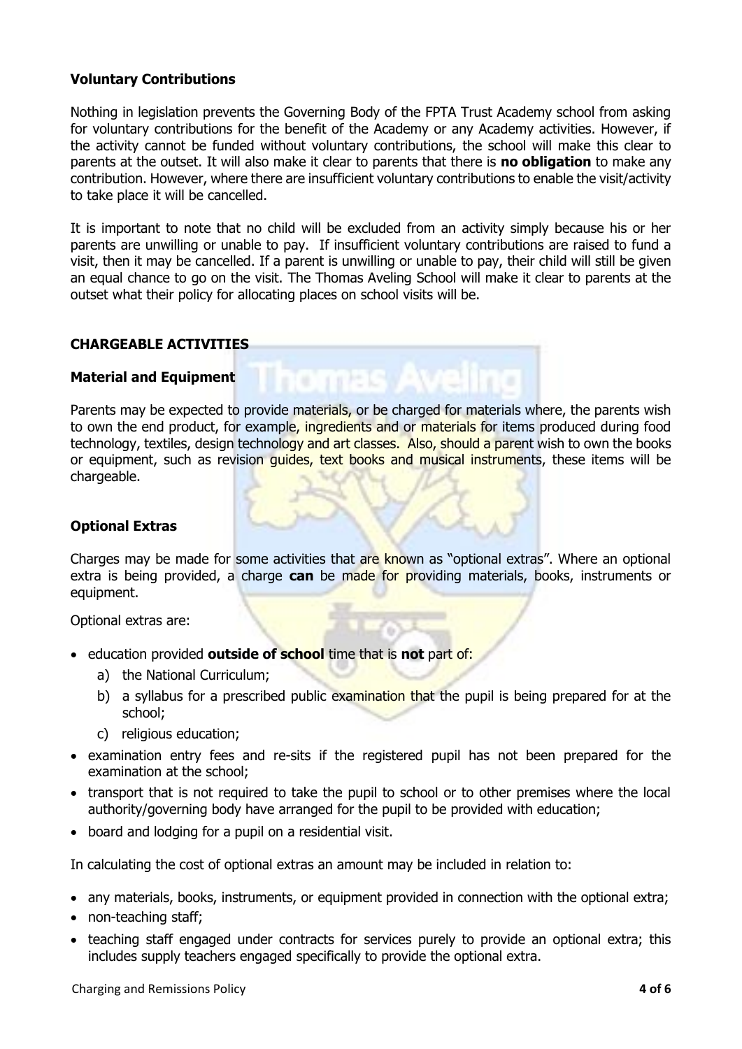### Voluntary Contributions

Nothing in legislation prevents the Governing Body of the FPTA Trust Academy school from asking for voluntary contributions for the benefit of the Academy or any Academy activities. However, if the activity cannot be funded without voluntary contributions, the school will make this clear to parents at the outset. It will also make it clear to parents that there is **no obligation** to make any contribution. However, where there are insufficient voluntary contributions to enable the visit/activity to take place it will be cancelled.

It is important to note that no child will be excluded from an activity simply because his or her parents are unwilling or unable to pay. If insufficient voluntary contributions are raised to fund a visit, then it may be cancelled. If a parent is unwilling or unable to pay, their child will still be given an equal chance to go on the visit. The Thomas Aveling School will make it clear to parents at the outset what their policy for allocating places on school visits will be.

## CHARGEABLE ACTIVITIES

### Material and Equipment

Parents may be expected to provide materials, or be charged for materials where, the parents wish to own the end product, for example, ingredients and or materials for items produced during food technology, textiles, design technology and art classes. Also, should a parent wish to own the books or equipment, such as revision guides, text books and musical instruments, these items will be chargeable.

### Optional Extras

Charges may be made for some activities that are known as "optional extras". Where an optional extra is being provided, a charge **can** be made for providing materials, books, instruments or equipment.

Optional extras are:

- education provided **outside of school** time that is **not** part of:
  a) the National Curriculum;
  b) a syllabus for a prescribed public examination that the pupil is being prepared for at the school;
  c) religious education;
- examination entry fees and re-sits if the registered pupil has not been prepared for the examination at the school;
- transport that is not required to take the pupil to school or to other premises where the local authority/governing body have arranged for the pupil to be provided with education;
- board and lodging for a pupil on a residential visit.

In calculating the cost of optional extras an amount may be included in relation to:

- any materials, books, instruments, or equipment provided in connection with the optional extra;
- non-teaching staff;
- teaching staff engaged under contracts for services purely to provide an optional extra; this includes supply teachers engaged specifically to provide the optional extra.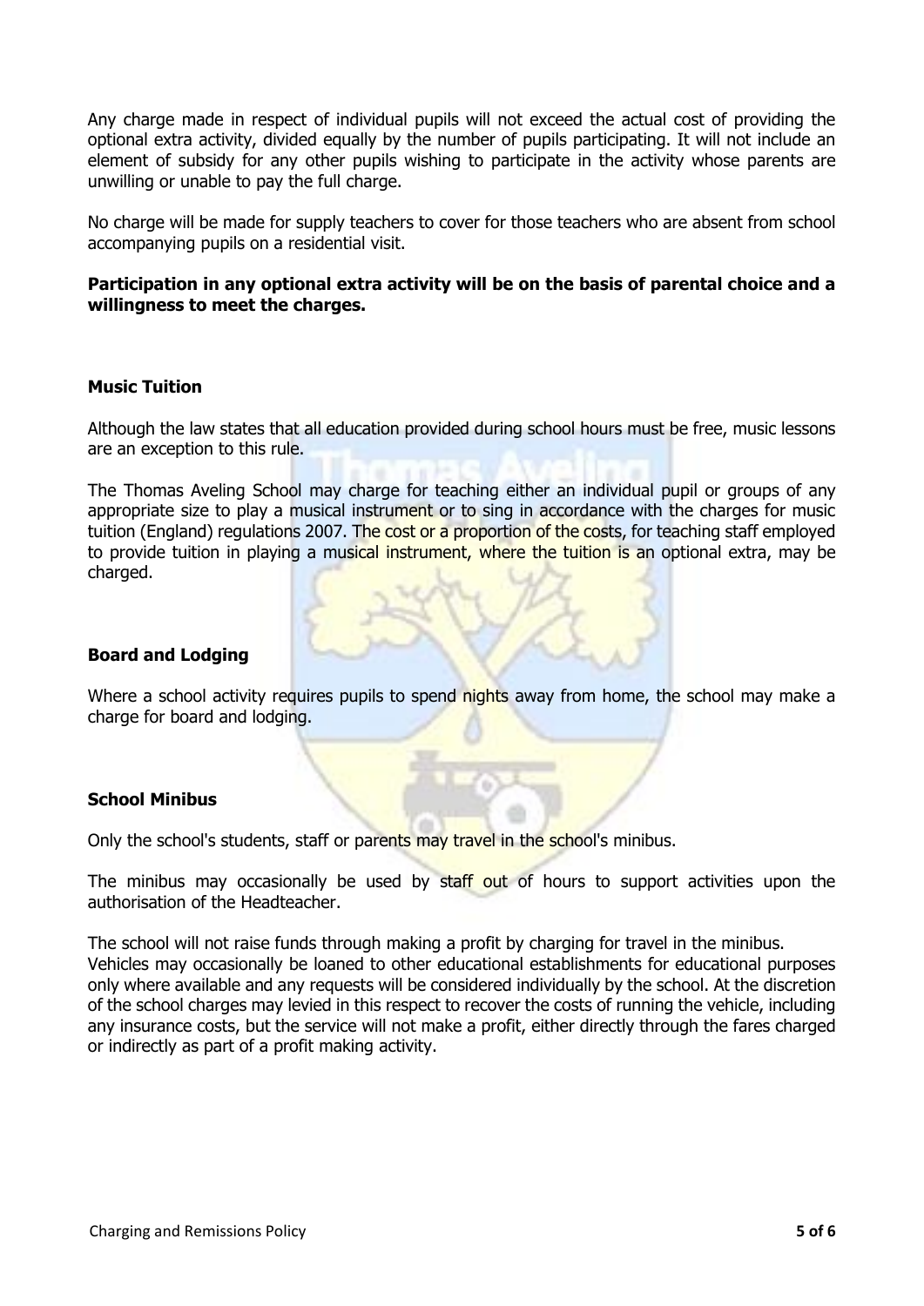Any charge made in respect of individual pupils will not exceed the actual cost of providing the optional extra activity, divided equally by the number of pupils participating. It will not include an element of subsidy for any other pupils wishing to participate in the activity whose parents are unwilling or unable to pay the full charge.

No charge will be made for supply teachers to cover for those teachers who are absent from school accompanying pupils on a residential visit.

**Participation in any optional extra activity will be on the basis of parental choice and a willingness to meet the charges.**

### Music Tuition

Although the law states that all education provided during school hours must be free, music lessons are an exception to this rule.

The Thomas Aveling School may charge for teaching either an individual pupil or groups of any appropriate size to play a musical instrument or to sing in accordance with the charges for music tuition (England) regulations 2007. The cost or a proportion of the costs, for teaching staff employed to provide tuition in playing a musical instrument, where the tuition is an optional extra, may be charged.

### Board and Lodging

Where a school activity requires pupils to spend nights away from home, the school may make a charge for board and lodging.

### School Minibus

Only the school's students, staff or parents may travel in the school's minibus.

The minibus may occasionally be used by staff out of hours to support activities upon the authorisation of the Headteacher.

The school will not raise funds through making a profit by charging for travel in the minibus.
Vehicles may occasionally be loaned to other educational establishments for educational purposes only where available and any requests will be considered individually by the school. At the discretion of the school charges may levied in this respect to recover the costs of running the vehicle, including any insurance costs, but the service will not make a profit, either directly through the fares charged or indirectly as part of a profit making activity.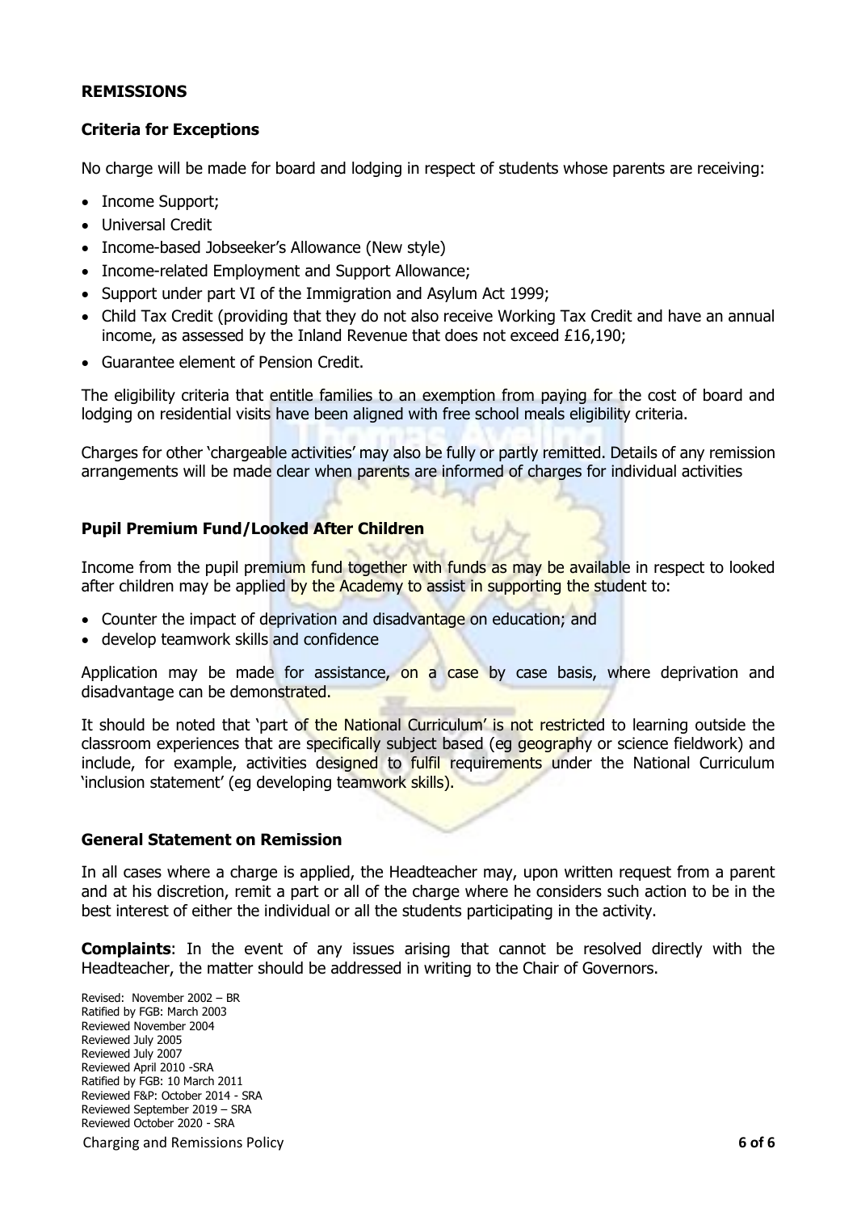## REMISSIONS

### Criteria for Exceptions

No charge will be made for board and lodging in respect of students whose parents are receiving:

- Income Support;
- Universal Credit
- Income-based Jobseeker's Allowance (New style)
- Income-related Employment and Support Allowance;
- Support under part VI of the Immigration and Asylum Act 1999;
- Child Tax Credit (providing that they do not also receive Working Tax Credit and have an annual income, as assessed by the Inland Revenue that does not exceed £16,190;
- Guarantee element of Pension Credit.

The eligibility criteria that entitle families to an exemption from paying for the cost of board and lodging on residential visits have been aligned with free school meals eligibility criteria.

Charges for other 'chargeable activities' may also be fully or partly remitted. Details of any remission arrangements will be made clear when parents are informed of charges for individual activities

### Pupil Premium Fund/Looked After Children

Income from the pupil premium fund together with funds as may be available in respect to looked after children may be applied by the Academy to assist in supporting the student to:

- Counter the impact of deprivation and disadvantage on education; and
- develop teamwork skills and confidence

Application may be made for assistance, on a case by case basis, where deprivation and disadvantage can be demonstrated.

It should be noted that 'part of the National Curriculum' is not restricted to learning outside the classroom experiences that are specifically subject based (eg geography or science fieldwork) and include, for example, activities designed to fulfil requirements under the National Curriculum 'inclusion statement' (eg developing teamwork skills).

### General Statement on Remission

In all cases where a charge is applied, the Headteacher may, upon written request from a parent and at his discretion, remit a part or all of the charge where he considers such action to be in the best interest of either the individual or all the students participating in the activity.

**Complaints**: In the event of any issues arising that cannot be resolved directly with the Headteacher, the matter should be addressed in writing to the Chair of Governors.

Revised: November 2002 – BR
Ratified by FGB: March 2003
Reviewed November 2004
Reviewed July 2005
Reviewed July 2007
Reviewed April 2010 -SRA
Ratified by FGB: 10 March 2011
Reviewed F&P: October 2014 - SRA
Reviewed September 2019 – SRA
Reviewed October 2020 - SRA